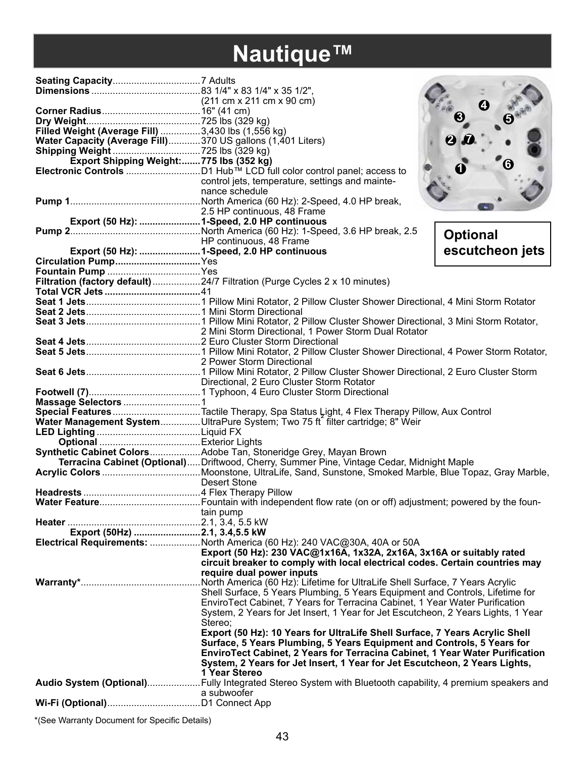# Nautique™

**Optional escutcheon jets**

| | |
|---|---|
| **Seating Capacity** | 7 Adults |
| **Dimensions** | 83 1/4" x 83 1/4" x 35 1/2", (211 cm x 211 cm x 90 cm) |
| **Corner Radius** | 16" (41 cm) |
| **Dry Weight** | 725 lbs (329 kg) |
| **Filled Weight (Average Fill)** | 3,430 lbs (1,556 kg) |
| **Water Capacity (Average Fill)** | 370 US gallons (1,401 Liters) |
| **Shipping Weight** | 725 lbs (329 kg) |
| **Export Shipping Weight:** | **775 lbs (352 kg)** |
| **Electronic Controls** | D1 Hub™ LCD full color control panel; access to control jets, temperature, settings and maintenance schedule |
| **Pump 1** | North America (60 Hz): 2-Speed, 4.0 HP break, 2.5 HP continuous, 48 Frame |
| **Export (50 Hz):** | **1-Speed, 2.0 HP continuous** |
| **Pump 2** | North America (60 Hz): 1-Speed, 3.6 HP break, 2.5 HP continuous, 48 Frame |
| **Export (50 Hz):** | **1-Speed, 2.0 HP continuous** |
| **Circulation Pump** | Yes |
| **Fountain Pump** | Yes |
| **Filtration (factory default)** | 24/7 Filtration (Purge Cycles 2 x 10 minutes) |
| **Total VCR Jets** | 41 |
| **Seat 1 Jets** | 1 Pillow Mini Rotator, 2 Pillow Cluster Shower Directional, 4 Mini Storm Rotator |
| **Seat 2 Jets** | 1 Mini Storm Directional |
| **Seat 3 Jets** | 1 Pillow Mini Rotator, 2 Pillow Cluster Shower Directional, 3 Mini Storm Rotator, 2 Mini Storm Directional, 1 Power Storm Dual Rotator |
| **Seat 4 Jets** | 2 Euro Cluster Storm Directional |
| **Seat 5 Jets** | 1 Pillow Mini Rotator, 2 Pillow Cluster Shower Directional, 4 Power Storm Rotator, 2 Power Storm Directional |
| **Seat 6 Jets** | 1 Pillow Mini Rotator, 2 Pillow Cluster Shower Directional, 2 Euro Cluster Storm Directional, 2 Euro Cluster Storm Rotator |
| **Footwell (7)** | 1 Typhoon, 4 Euro Cluster Storm Directional |
| **Massage Selectors** | 1 |
| **Special Features** | Tactile Therapy, Spa Status Light, 4 Flex Therapy Pillow, Aux Control |
| **Water Management System** | UltraPure System; Two 75 $ft^2$ filter cartridge; 8" Weir |
| **LED Lighting** | Liquid FX |
| **Optional** | Exterior Lights |
| **Synthetic Cabinet Colors** | Adobe Tan, Stoneridge Grey, Mayan Brown |
| **Terracina Cabinet (Optional)** | Driftwood, Cherry, Summer Pine, Vintage Cedar, Midnight Maple |
| **Acrylic Colors** | Moonstone, UltraLife, Sand, Sunstone, Smoked Marble, Blue Topaz, Gray Marble, Desert Stone |
| **Headrests** | 4 Flex Therapy Pillow |
| **Water Feature** | Fountain with independent flow rate (on or off) adjustment; powered by the fountain pump |
| **Heater** | 2.1, 3.4, 5.5 kW |
| **Export (50Hz)** | **2.1, 3.4,5.5 kW** |
| **Electrical Requirements:** | North America (60 Hz): 240 VAC@30A, 40A or 50A<br>**Export (50 Hz): 230 VAC@1x16A, 1x32A, 2x16A, 3x16A or suitably rated circuit breaker to comply with local electrical codes. Certain countries may require dual power inputs** |
| **Warranty*** | North America (60 Hz): Lifetime for UltraLife Shell Surface, 7 Years Acrylic Shell Surface, 5 Years Plumbing, 5 Years Equipment and Controls, Lifetime for EnviroTect Cabinet, 7 Years for Terracina Cabinet, 1 Year Water Purification System, 2 Years for Jet Insert, 1 Year for Jet Escutcheon, 2 Years Lights, 1 Year Stereo;<br>**Export (50 Hz): 10 Years for UltraLife Shell Surface, 7 Years Acrylic Shell Surface, 5 Years Plumbing, 5 Years Equipment and Controls, 5 Years for EnviroTect Cabinet, 2 Years for Terracina Cabinet, 1 Year Water Purification System, 2 Years for Jet Insert, 1 Year for Jet Escutcheon, 2 Years Lights, 1 Year Stereo** |
| **Audio System (Optional)** | Fully Integrated Stereo System with Bluetooth capability, 4 premium speakers and a subwoofer |
| **Wi-Fi (Optional)** | D1 Connect App |

*(See Warranty Document for Specific Details)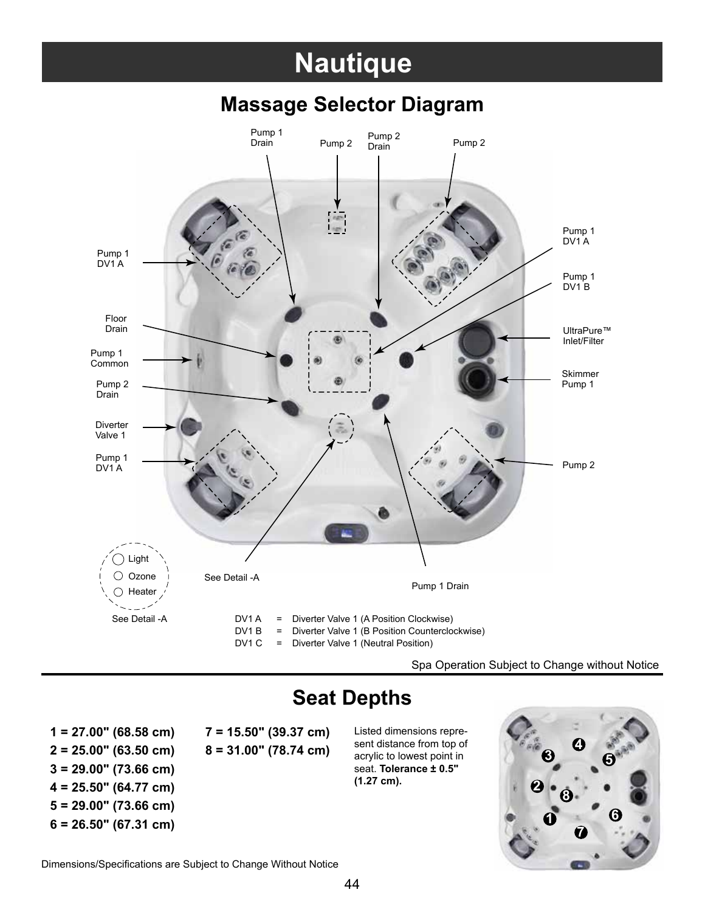# Nautique

## Massage Selector Diagram

Pump 1 Drain

Pump 2

Pump 2 Drain

Pump 2

Pump 1 DV1 A

Pump 1 DV1 A

Pump 1 DV1 B

Floor Drain

UltraPure™ Inlet/Filter

Pump 1 Common

Skimmer Pump 1

Pump 2 Drain

Diverter Valve 1

Pump 1 DV1 A

Pump 2

Light

Ozone

Heater

See Detail -A

See Detail -A

Pump 1 Drain

DV1 A = Diverter Valve 1 (A Position Clockwise)
DV1 B = Diverter Valve 1 (B Position Counterclockwise)
DV1 C = Diverter Valve 1 (Neutral Position)

Spa Operation Subject to Change without Notice

## Seat Depths

**1 = 27.00" (68.58 cm)**
**2 = 25.00" (63.50 cm)**
**3 = 29.00" (73.66 cm)**
**4 = 25.50" (64.77 cm)**
**5 = 29.00" (73.66 cm)**
**6 = 26.50" (67.31 cm)**
**7 = 15.50" (39.37 cm)**
**8 = 31.00" (78.74 cm)**

Listed dimensions represent distance from top of acrylic to lowest point in seat. **Tolerance ± 0.5" (1.27 cm).**

Dimensions/Specifications are Subject to Change Without Notice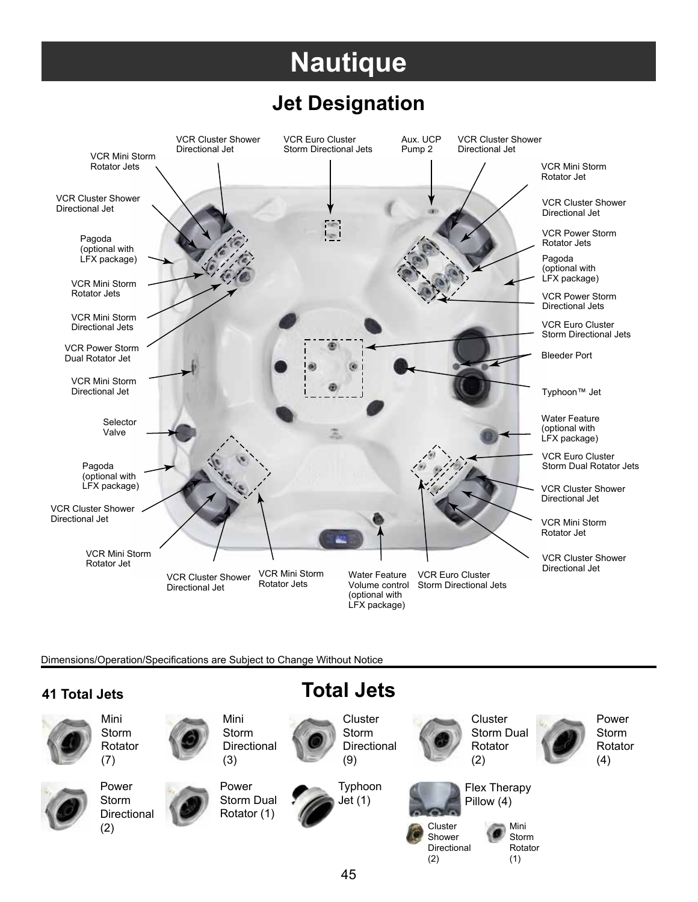# Nautique

## Jet Designation

VCR Mini Storm Rotator Jets

VCR Cluster Shower Directional Jet

VCR Euro Cluster Storm Directional Jets

Aux. UCP Pump 2

VCR Cluster Shower Directional Jet

VCR Mini Storm Rotator Jet

VCR Cluster Shower Directional Jet

VCR Cluster Shower Directional Jet

VCR Power Storm Rotator Jets

Pagoda (optional with LFX package)

Pagoda (optional with LFX package)

VCR Mini Storm Rotator Jets

VCR Power Storm Directional Jets

VCR Mini Storm Directional Jets

VCR Euro Cluster Storm Directional Jets

VCR Power Storm Dual Rotator Jet

Bleeder Port

VCR Mini Storm Directional Jet

Typhoon™ Jet

Selector Valve

Water Feature (optional with LFX package)

Pagoda (optional with LFX package)

VCR Euro Cluster Storm Dual Rotator Jets

VCR Cluster Shower Directional Jet

VCR Cluster Shower Directional Jet

VCR Mini Storm Rotator Jet

VCR Mini Storm Rotator Jet

VCR Cluster Shower Directional Jet

VCR Cluster Shower Directional Jet

VCR Mini Storm Rotator Jets

Water Feature Volume control (optional with LFX package)

VCR Euro Cluster Storm Directional Jets

Dimensions/Operation/Specifications are Subject to Change Without Notice

## Total Jets

**41 Total Jets**

- Mini Storm Rotator (7)
- Mini Storm Directional (3)
- Cluster Storm Directional (9)
- Cluster Storm Dual Rotator (2)
- Power Storm Rotator (4)
- Power Storm Directional (2)
- Power Storm Dual Rotator (1)
- Typhoon Jet (1)
- Flex Therapy Pillow (4)
  - Cluster Shower Directional (2)
  - Mini Storm Rotator (1)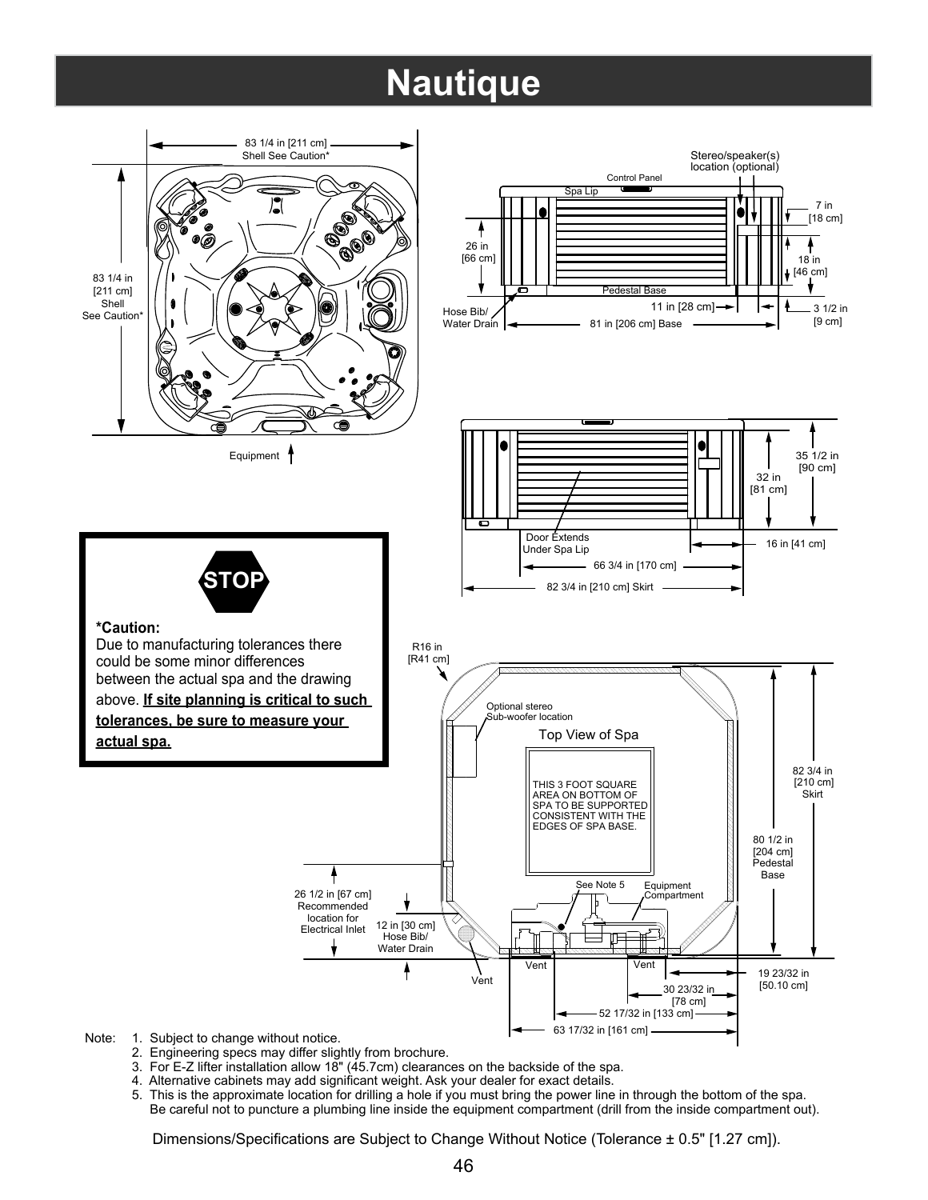# Nautique

83 1/4 in [211 cm]
Shell See Caution*

83 1/4 in
[211 cm]
Shell
See Caution*

Equipment

Stereo/speaker(s)
location (optional)

Control Panel

Spa Lip

7 in
[18 cm]

26 in
[66 cm]

18 in
[46 cm]

Pedestal Base

Hose Bib/
Water Drain

11 in [28 cm]

3 1/2 in
[9 cm]

81 in [206 cm] Base

35 1/2 in
[90 cm]

32 in
[81 cm]

Door Extends
Under Spa Lip

16 in [41 cm]

66 3/4 in [170 cm]

82 3/4 in [210 cm] Skirt

STOP

**\*Caution:**
Due to manufacturing tolerances there could be some minor differences between the actual spa and the drawing above. **<u>If site planning is critical to such tolerances, be sure to measure your actual spa.</u>**

R16 in
[R41 cm]

Optional stereo
Sub-woofer location

Top View of Spa

THIS 3 FOOT SQUARE AREA ON BOTTOM OF SPA TO BE SUPPORTED CONSISTENT WITH THE EDGES OF SPA BASE.

82 3/4 in
[210 cm]
Skirt

80 1/2 in
[204 cm]
Pedestal
Base

26 1/2 in [67 cm]
Recommended
location for
Electrical Inlet

12 in [30 cm]
Hose Bib/
Water Drain

See Note 5

Equipment
Compartment

Vent

Vent

Vent

19 23/32 in
[50.10 cm]

30 23/32 in
[78 cm]

52 17/32 in [133 cm]

63 17/32 in [161 cm]

Note:
1. Subject to change without notice.
2. Engineering specs may differ slightly from brochure.
3. For E-Z lifter installation allow 18" (45.7cm) clearances on the backside of the spa.
4. Alternative cabinets may add significant weight. Ask your dealer for exact details.
5. This is the approximate location for drilling a hole if you must bring the power line in through the bottom of the spa. Be careful not to puncture a plumbing line inside the equipment compartment (drill from the inside compartment out).

Dimensions/Specifications are Subject to Change Without Notice (Tolerance ± 0.5" [1.27 cm]).